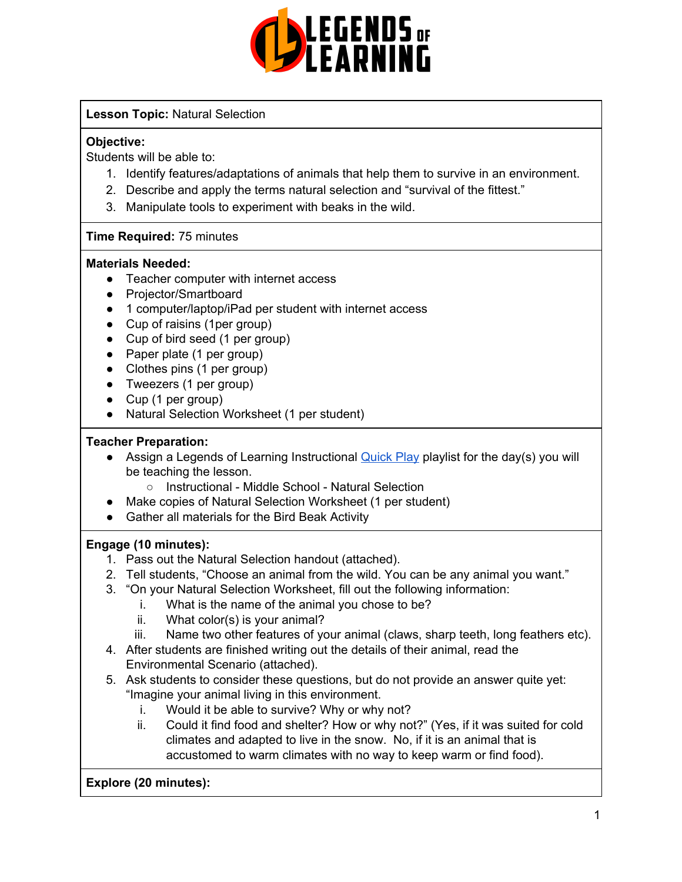**Lesson Topic:** Natural Selection

**Objective:**
Students will be able to:

1. Identify features/adaptations of animals that help them to survive in an environment.
2. Describe and apply the terms natural selection and "survival of the fittest."
3. Manipulate tools to experiment with beaks in the wild.

**Time Required:** 75 minutes

**Materials Needed:**

- Teacher computer with internet access
- Projector/Smartboard
- 1 computer/laptop/iPad per student with internet access
- Cup of raisins (1per group)
- Cup of bird seed (1 per group)
- Paper plate (1 per group)
- Clothes pins (1 per group)
- Tweezers (1 per group)
- Cup (1 per group)
- Natural Selection Worksheet (1 per student)

**Teacher Preparation:**

- Assign a Legends of Learning Instructional Quick Play playlist for the day(s) you will be teaching the lesson.
  - Instructional - Middle School - Natural Selection
- Make copies of Natural Selection Worksheet (1 per student)
- Gather all materials for the Bird Beak Activity

**Engage (10 minutes):**

1. Pass out the Natural Selection handout (attached).
2. Tell students, "Choose an animal from the wild. You can be any animal you want."
3. "On your Natural Selection Worksheet, fill out the following information:
   i. What is the name of the animal you chose to be?
   ii. What color(s) is your animal?
   iii. Name two other features of your animal (claws, sharp teeth, long feathers etc).
4. After students are finished writing out the details of their animal, read the Environmental Scenario (attached).
5. Ask students to consider these questions, but do not provide an answer quite yet: "Imagine your animal living in this environment.
   i. Would it be able to survive? Why or why not?
   ii. Could it find food and shelter? How or why not?" (Yes, if it was suited for cold climates and adapted to live in the snow. No, if it is an animal that is accustomed to warm climates with no way to keep warm or find food).

**Explore (20 minutes):**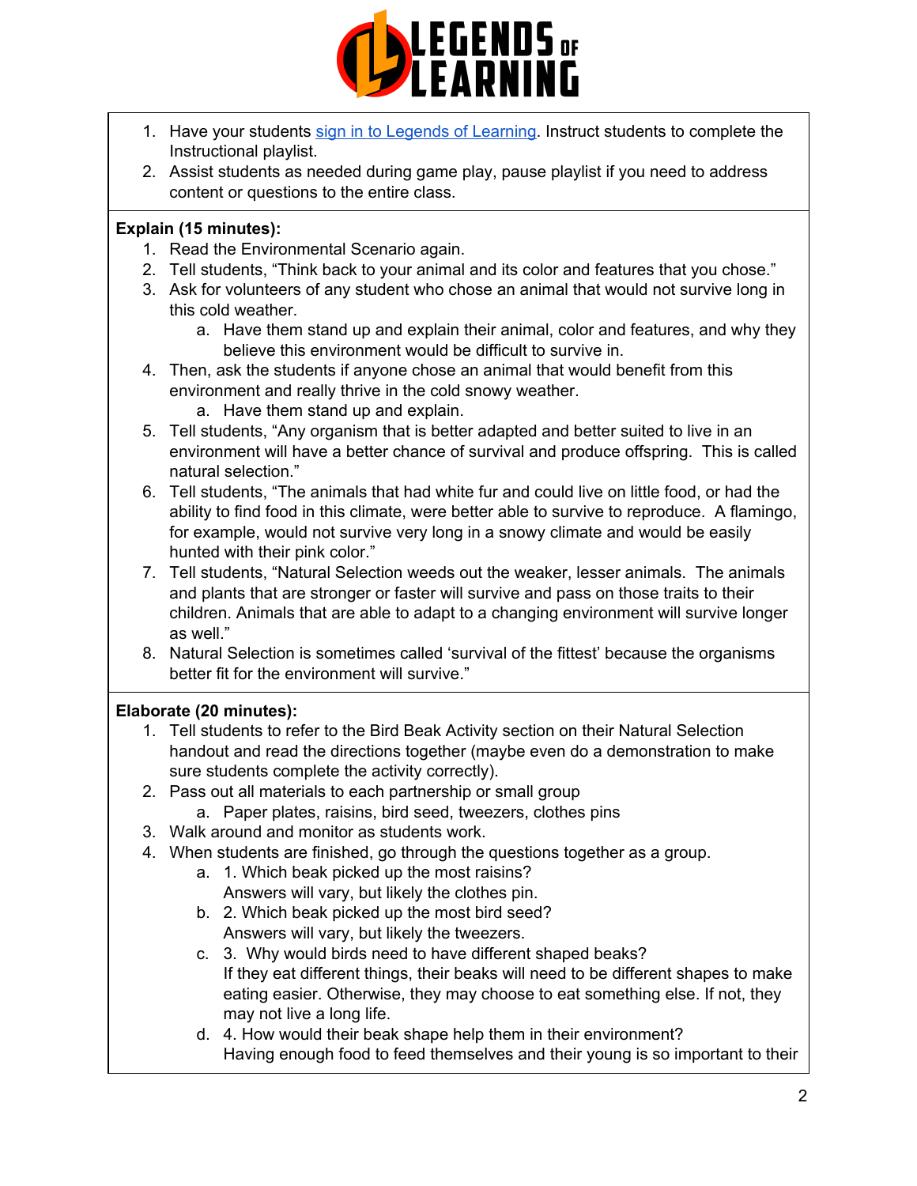1. Have your students [sign in to Legends of Learning](). Instruct students to complete the Instructional playlist.
2. Assist students as needed during game play, pause playlist if you need to address content or questions to the entire class.

**Explain (15 minutes):**

1. Read the Environmental Scenario again.
2. Tell students, "Think back to your animal and its color and features that you chose."
3. Ask for volunteers of any student who chose an animal that would not survive long in this cold weather.
    a. Have them stand up and explain their animal, color and features, and why they believe this environment would be difficult to survive in.
4. Then, ask the students if anyone chose an animal that would benefit from this environment and really thrive in the cold snowy weather.
    a. Have them stand up and explain.
5. Tell students, "Any organism that is better adapted and better suited to live in an environment will have a better chance of survival and produce offspring. This is called natural selection."
6. Tell students, "The animals that had white fur and could live on little food, or had the ability to find food in this climate, were better able to survive to reproduce. A flamingo, for example, would not survive very long in a snowy climate and would be easily hunted with their pink color."
7. Tell students, "Natural Selection weeds out the weaker, lesser animals. The animals and plants that are stronger or faster will survive and pass on those traits to their children. Animals that are able to adapt to a changing environment will survive longer as well."
8. Natural Selection is sometimes called 'survival of the fittest' because the organisms better fit for the environment will survive."

**Elaborate (20 minutes):**

1. Tell students to refer to the Bird Beak Activity section on their Natural Selection handout and read the directions together (maybe even do a demonstration to make sure students complete the activity correctly).
2. Pass out all materials to each partnership or small group
    a. Paper plates, raisins, bird seed, tweezers, clothes pins
3. Walk around and monitor as students work.
4. When students are finished, go through the questions together as a group.
    a. 1. Which beak picked up the most raisins?
       Answers will vary, but likely the clothes pin.
    b. 2. Which beak picked up the most bird seed?
       Answers will vary, but likely the tweezers.
    c. 3. Why would birds need to have different shaped beaks?
       If they eat different things, their beaks will need to be different shapes to make eating easier. Otherwise, they may choose to eat something else. If not, they may not live a long life.
    d. 4. How would their beak shape help them in their environment?
       Having enough food to feed themselves and their young is so important to their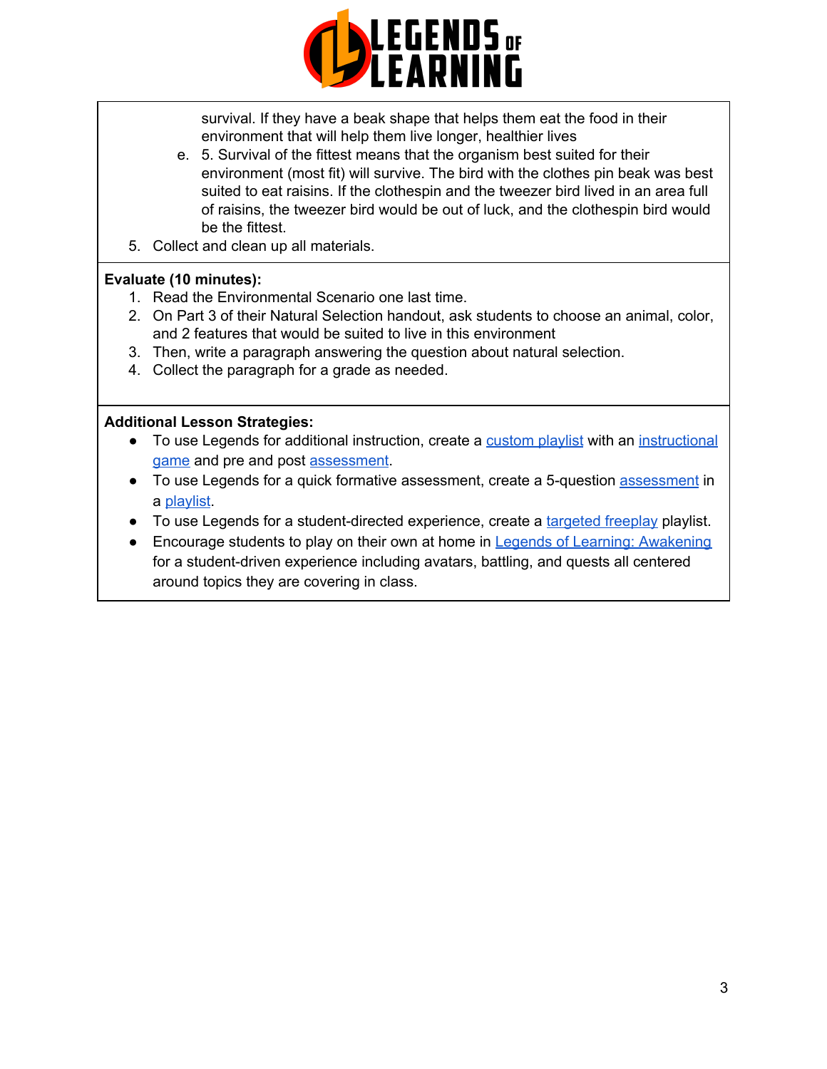survival. If they have a beak shape that helps them eat the food in their environment that will help them live longer, healthier lives

   e. 5. Survival of the fittest means that the organism best suited for their environment (most fit) will survive. The bird with the clothes pin beak was best suited to eat raisins. If the clothespin and the tweezer bird lived in an area full of raisins, the tweezer bird would be out of luck, and the clothespin bird would be the fittest.

5. Collect and clean up all materials.

**Evaluate (10 minutes):**

1. Read the Environmental Scenario one last time.
2. On Part 3 of their Natural Selection handout, ask students to choose an animal, color, and 2 features that would be suited to live in this environment
3. Then, write a paragraph answering the question about natural selection.
4. Collect the paragraph for a grade as needed.

**Additional Lesson Strategies:**

- To use Legends for additional instruction, create a custom playlist with an instructional game and pre and post assessment.
- To use Legends for a quick formative assessment, create a 5-question assessment in a playlist.
- To use Legends for a student-directed experience, create a targeted freeplay playlist.
- Encourage students to play on their own at home in Legends of Learning: Awakening for a student-driven experience including avatars, battling, and quests all centered around topics they are covering in class.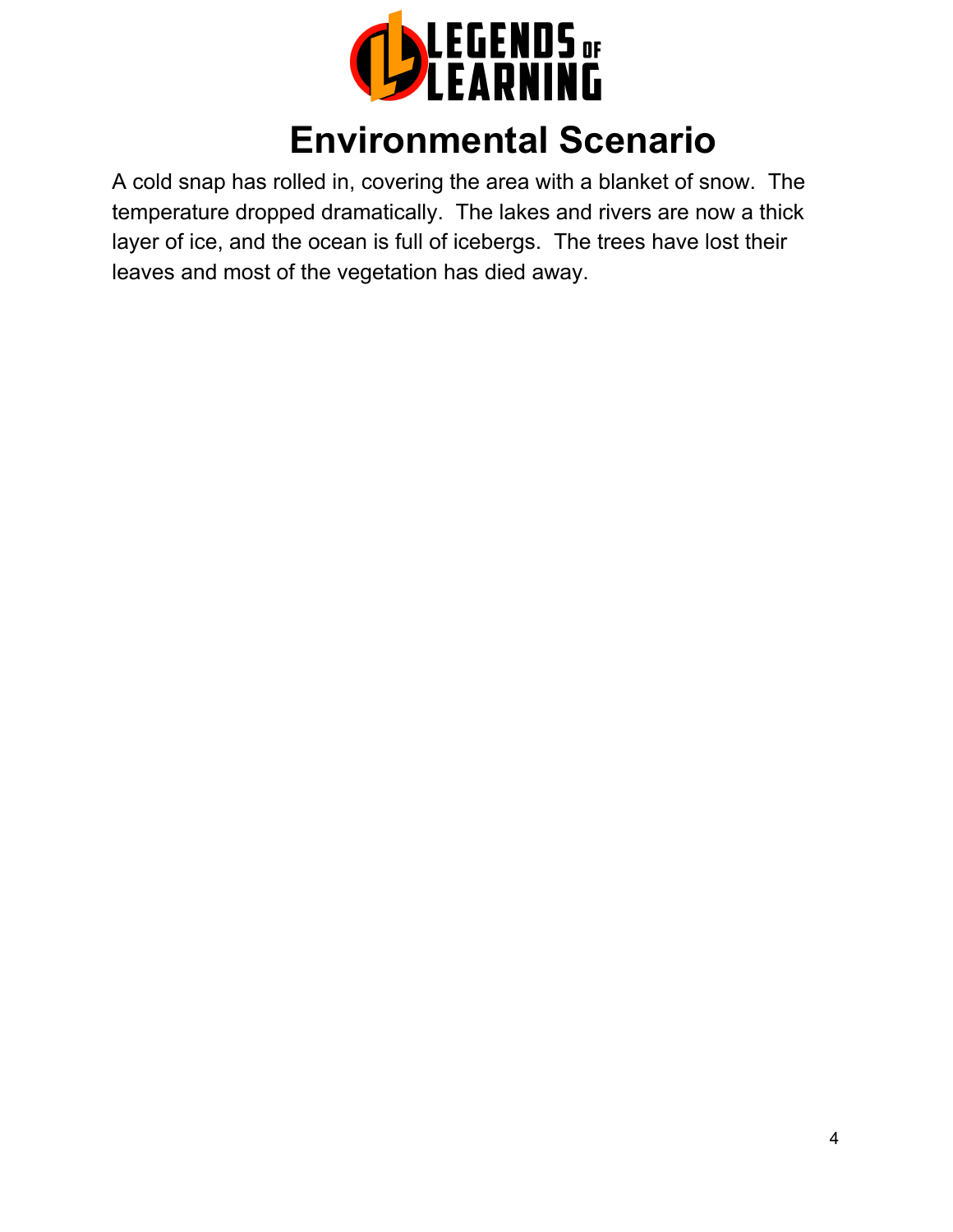# Environmental Scenario

A cold snap has rolled in, covering the area with a blanket of snow. The temperature dropped dramatically. The lakes and rivers are now a thick layer of ice, and the ocean is full of icebergs. The trees have lost their leaves and most of the vegetation has died away.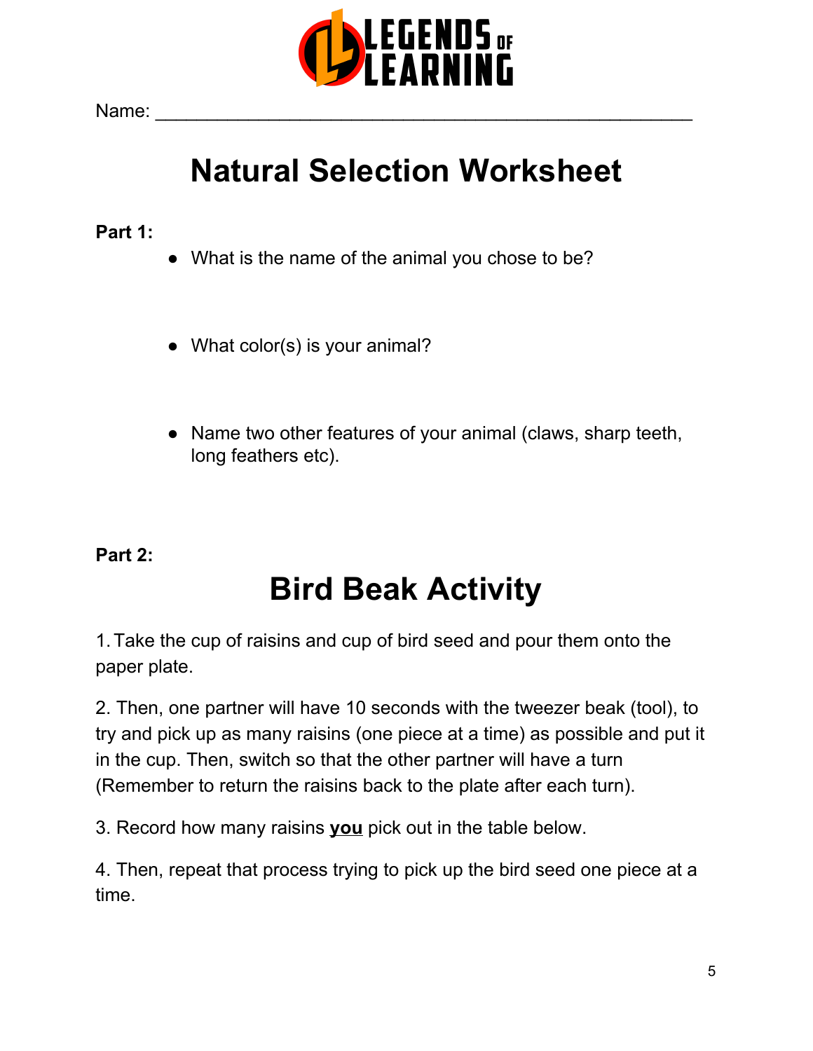Name: ___________________________________________________

# Natural Selection Worksheet

**Part 1:**

- What is the name of the animal you chose to be?

- What color(s) is your animal?

- Name two other features of your animal (claws, sharp teeth, long feathers etc).

**Part 2:**

# Bird Beak Activity

1. Take the cup of raisins and cup of bird seed and pour them onto the paper plate.

2. Then, one partner will have 10 seconds with the tweezer beak (tool), to try and pick up as many raisins (one piece at a time) as possible and put it in the cup. Then, switch so that the other partner will have a turn (Remember to return the raisins back to the plate after each turn).

3. Record how many raisins **<u>you</u>** pick out in the table below.

4. Then, repeat that process trying to pick up the bird seed one piece at a time.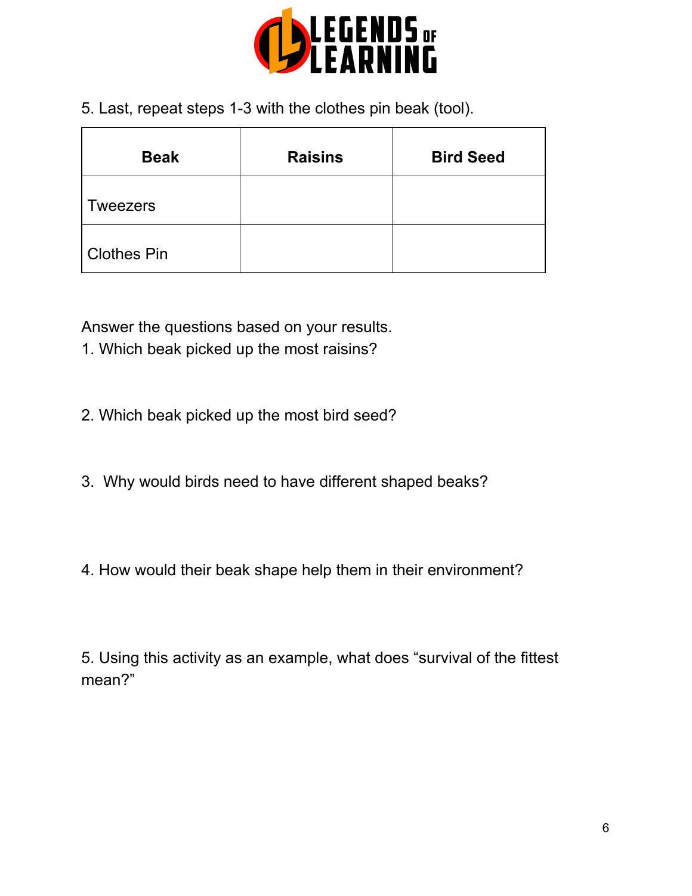5. Last, repeat steps 1-3 with the clothes pin beak (tool).

| Beak | Raisins | Bird Seed |
| --- | --- | --- |
| Tweezers | | |
| Clothes Pin | | |

Answer the questions based on your results.

1. Which beak picked up the most raisins?

2. Which beak picked up the most bird seed?

3. Why would birds need to have different shaped beaks?

4. How would their beak shape help them in their environment?

5. Using this activity as an example, what does "survival of the fittest mean?"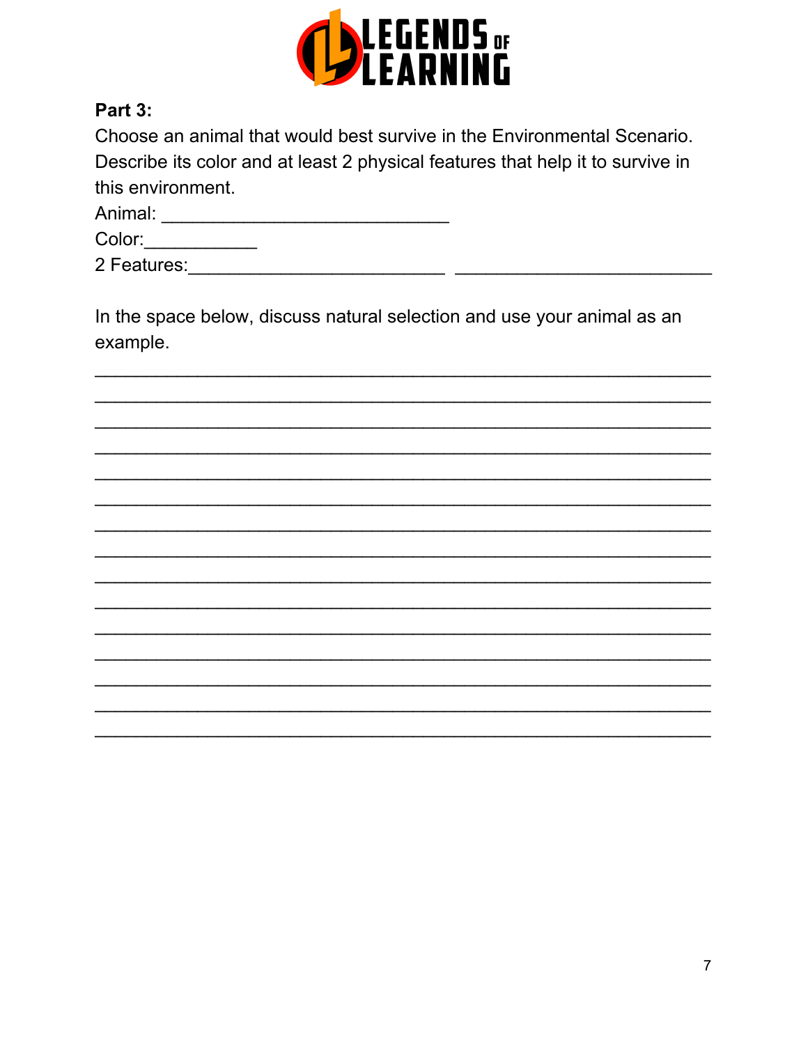**Part 3:**

Choose an animal that would best survive in the Environmental Scenario. Describe its color and at least 2 physical features that help it to survive in this environment.

Animal: ___________________________

Color:___________

2 Features:________________________ ________________________

In the space below, discuss natural selection and use your animal as an example.

_______________________________________________________________

_______________________________________________________________

_______________________________________________________________

_______________________________________________________________

_______________________________________________________________

_______________________________________________________________

_______________________________________________________________

_______________________________________________________________

_______________________________________________________________

_______________________________________________________________

_______________________________________________________________

_______________________________________________________________

_______________________________________________________________

_______________________________________________________________

_______________________________________________________________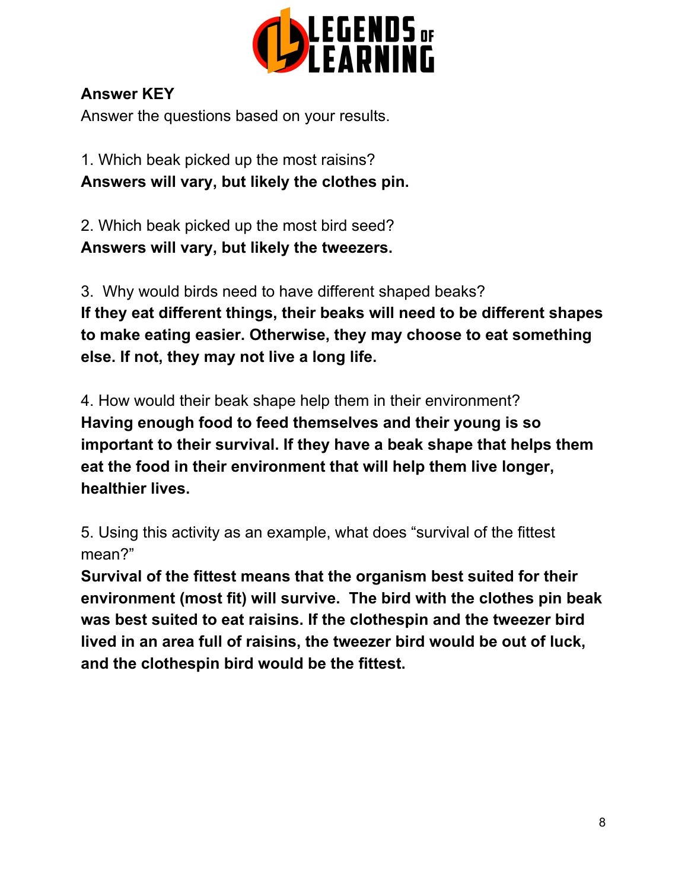**Answer KEY**

Answer the questions based on your results.

1. Which beak picked up the most raisins?

**Answers will vary, but likely the clothes pin.**

2. Which beak picked up the most bird seed?

**Answers will vary, but likely the tweezers.**

3. Why would birds need to have different shaped beaks?

**If they eat different things, their beaks will need to be different shapes to make eating easier. Otherwise, they may choose to eat something else. If not, they may not live a long life.**

4. How would their beak shape help them in their environment?

**Having enough food to feed themselves and their young is so important to their survival. If they have a beak shape that helps them eat the food in their environment that will help them live longer, healthier lives.**

5. Using this activity as an example, what does "survival of the fittest mean?"

**Survival of the fittest means that the organism best suited for their environment (most fit) will survive. The bird with the clothes pin beak was best suited to eat raisins. If the clothespin and the tweezer bird lived in an area full of raisins, the tweezer bird would be out of luck, and the clothespin bird would be the fittest.**